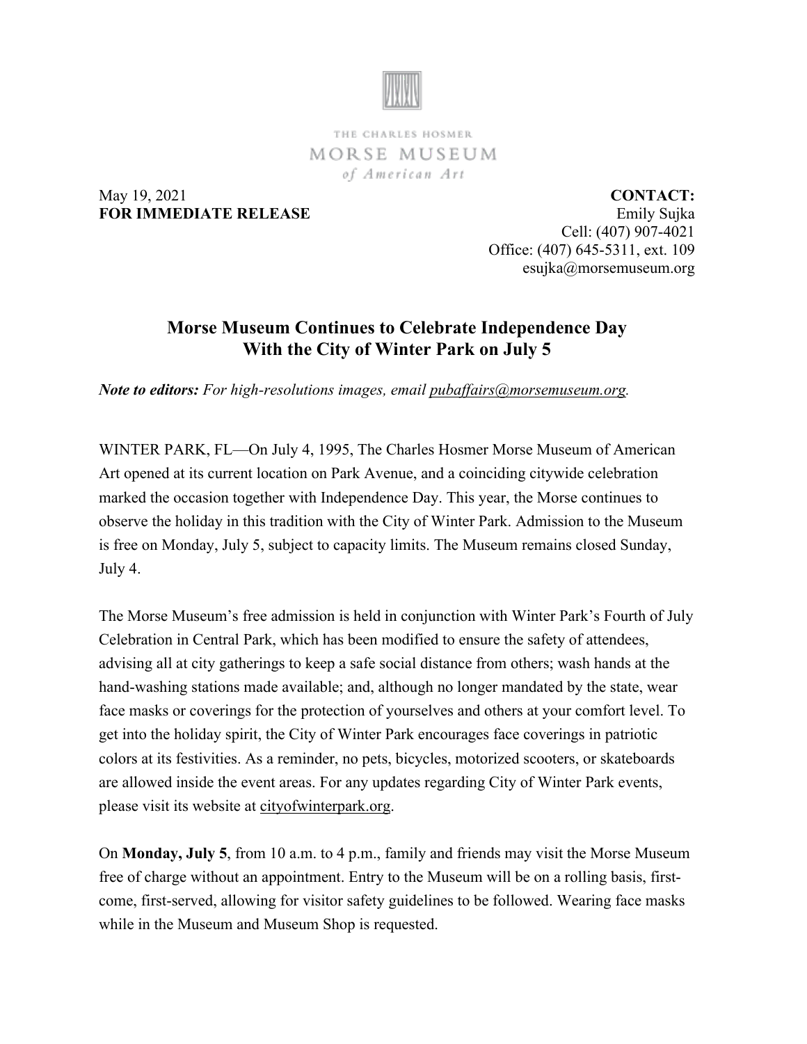THE CHARLES HOSMER
MORSE MUSEUM
*of American Art*

May 19, 2021
**FOR IMMEDIATE RELEASE**

**CONTACT:**
Emily Sujka
Cell: (407) 907-4021
Office: (407) 645-5311, ext. 109
esujka@morsemuseum.org

## Morse Museum Continues to Celebrate Independence Day With the City of Winter Park on July 5

***Note to editors:*** *For high-resolutions images, email pubaffairs@morsemuseum.org.*

WINTER PARK, FL—On July 4, 1995, The Charles Hosmer Morse Museum of American Art opened at its current location on Park Avenue, and a coinciding citywide celebration marked the occasion together with Independence Day. This year, the Morse continues to observe the holiday in this tradition with the City of Winter Park. Admission to the Museum is free on Monday, July 5, subject to capacity limits. The Museum remains closed Sunday, July 4.

The Morse Museum's free admission is held in conjunction with Winter Park's Fourth of July Celebration in Central Park, which has been modified to ensure the safety of attendees, advising all at city gatherings to keep a safe social distance from others; wash hands at the hand-washing stations made available; and, although no longer mandated by the state, wear face masks or coverings for the protection of yourselves and others at your comfort level. To get into the holiday spirit, the City of Winter Park encourages face coverings in patriotic colors at its festivities. As a reminder, no pets, bicycles, motorized scooters, or skateboards are allowed inside the event areas. For any updates regarding City of Winter Park events, please visit its website at cityofwinterpark.org.

On **Monday, July 5**, from 10 a.m. to 4 p.m., family and friends may visit the Morse Museum free of charge without an appointment. Entry to the Museum will be on a rolling basis, first-come, first-served, allowing for visitor safety guidelines to be followed. Wearing face masks while in the Museum and Museum Shop is requested.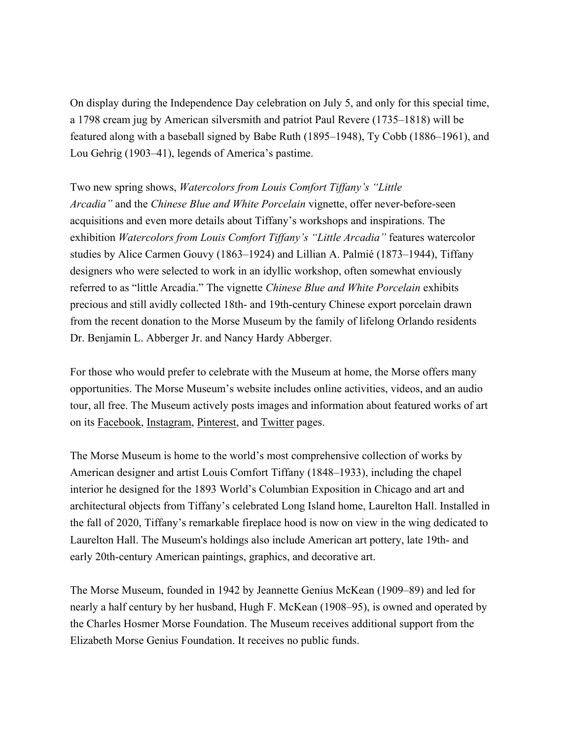On display during the Independence Day celebration on July 5, and only for this special time, a 1798 cream jug by American silversmith and patriot Paul Revere (1735–1818) will be featured along with a baseball signed by Babe Ruth (1895–1948), Ty Cobb (1886–1961), and Lou Gehrig (1903–41), legends of America's pastime.

Two new spring shows, *Watercolors from Louis Comfort Tiffany's "Little Arcadia"* and the *Chinese Blue and White Porcelain* vignette, offer never-before-seen acquisitions and even more details about Tiffany's workshops and inspirations. The exhibition *Watercolors from Louis Comfort Tiffany's "Little Arcadia"* features watercolor studies by Alice Carmen Gouvy (1863–1924) and Lillian A. Palmié (1873–1944), Tiffany designers who were selected to work in an idyllic workshop, often somewhat enviously referred to as "little Arcadia." The vignette *Chinese Blue and White Porcelain* exhibits precious and still avidly collected 18th- and 19th-century Chinese export porcelain drawn from the recent donation to the Morse Museum by the family of lifelong Orlando residents Dr. Benjamin L. Abberger Jr. and Nancy Hardy Abberger.

For those who would prefer to celebrate with the Museum at home, the Morse offers many opportunities. The Morse Museum's website includes online activities, videos, and an audio tour, all free. The Museum actively posts images and information about featured works of art on its Facebook, Instagram, Pinterest, and Twitter pages.

The Morse Museum is home to the world's most comprehensive collection of works by American designer and artist Louis Comfort Tiffany (1848–1933), including the chapel interior he designed for the 1893 World's Columbian Exposition in Chicago and art and architectural objects from Tiffany's celebrated Long Island home, Laurelton Hall. Installed in the fall of 2020, Tiffany's remarkable fireplace hood is now on view in the wing dedicated to Laurelton Hall. The Museum's holdings also include American art pottery, late 19th- and early 20th-century American paintings, graphics, and decorative art.

The Morse Museum, founded in 1942 by Jeannette Genius McKean (1909–89) and led for nearly a half century by her husband, Hugh F. McKean (1908–95), is owned and operated by the Charles Hosmer Morse Foundation. The Museum receives additional support from the Elizabeth Morse Genius Foundation. It receives no public funds.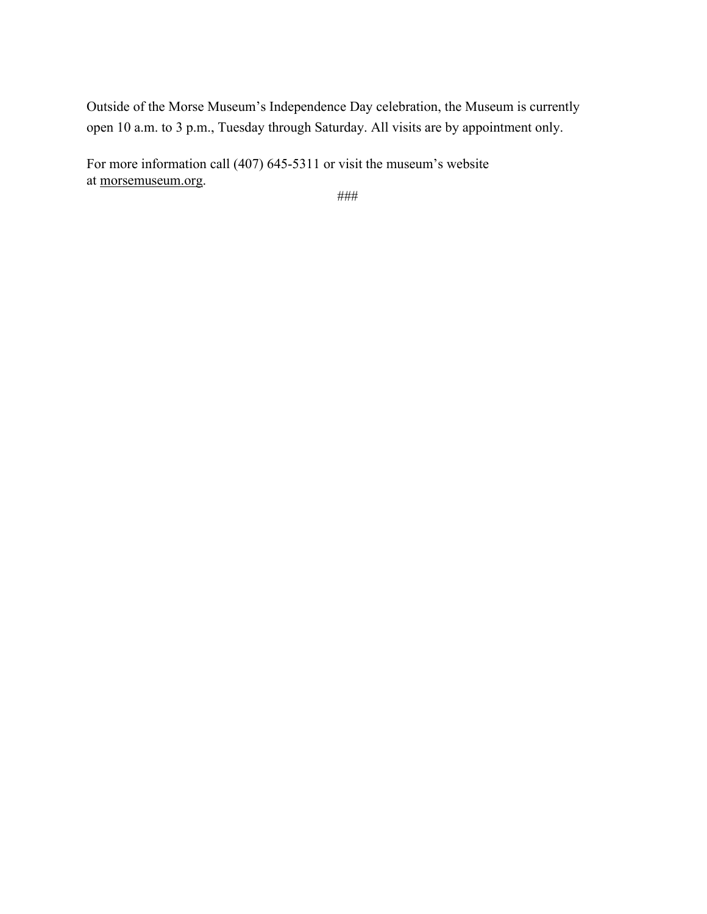Outside of the Morse Museum's Independence Day celebration, the Museum is currently open 10 a.m. to 3 p.m., Tuesday through Saturday. All visits are by appointment only.

For more information call (407) 645-5311 or visit the museum's website at morsemuseum.org.

###